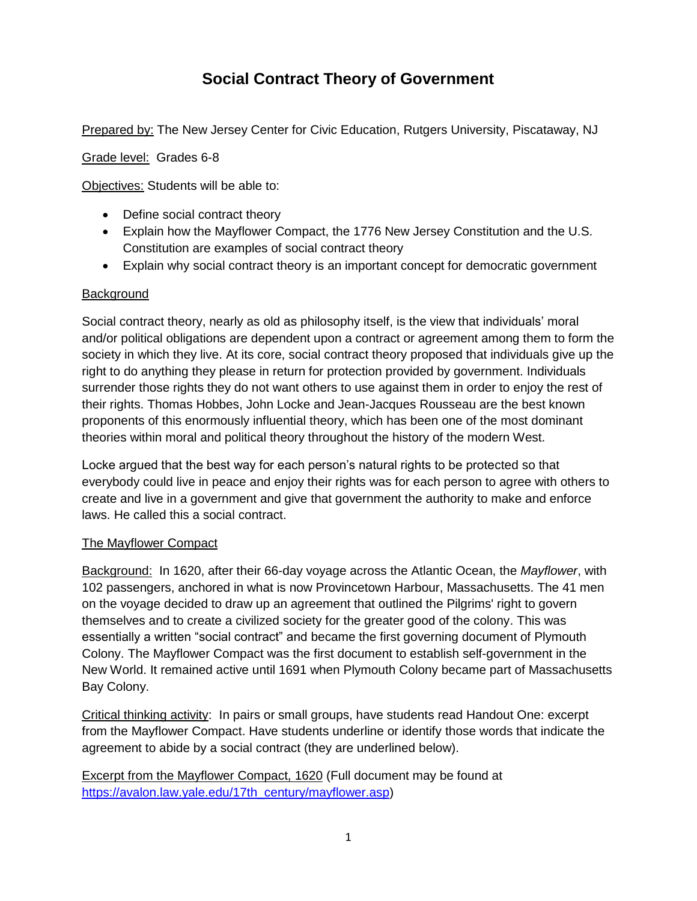# Social Contract Theory of Government

<u>Prepared by:</u> The New Jersey Center for Civic Education, Rutgers University, Piscataway, NJ

<u>Grade level:</u> Grades 6-8

<u>Objectives:</u> Students will be able to:

- Define social contract theory
- Explain how the Mayflower Compact, the 1776 New Jersey Constitution and the U.S. Constitution are examples of social contract theory
- Explain why social contract theory is an important concept for democratic government

## Background

Social contract theory, nearly as old as philosophy itself, is the view that individuals' moral and/or political obligations are dependent upon a contract or agreement among them to form the society in which they live. At its core, social contract theory proposed that individuals give up the right to do anything they please in return for protection provided by government. Individuals surrender those rights they do not want others to use against them in order to enjoy the rest of their rights. Thomas Hobbes, John Locke and Jean-Jacques Rousseau are the best known proponents of this enormously influential theory, which has been one of the most dominant theories within moral and political theory throughout the history of the modern West.

Locke argued that the best way for each person's natural rights to be protected so that everybody could live in peace and enjoy their rights was for each person to agree with others to create and live in a government and give that government the authority to make and enforce laws. He called this a social contract.

## The Mayflower Compact

<u>Background:</u> In 1620, after their 66-day voyage across the Atlantic Ocean, the *Mayflower*, with 102 passengers, anchored in what is now Provincetown Harbour, Massachusetts. The 41 men on the voyage decided to draw up an agreement that outlined the Pilgrims' right to govern themselves and to create a civilized society for the greater good of the colony. This was essentially a written "social contract" and became the first governing document of Plymouth Colony. The Mayflower Compact was the first document to establish self-government in the New World. It remained active until 1691 when Plymouth Colony became part of Massachusetts Bay Colony.

<u>Critical thinking activity</u>: In pairs or small groups, have students read Handout One: excerpt from the Mayflower Compact. Have students underline or identify those words that indicate the agreement to abide by a social contract (they are underlined below).

<u>Excerpt from the Mayflower Compact, 1620</u> (Full document may be found at [https://avalon.law.yale.edu/17th_century/mayflower.asp](https://avalon.law.yale.edu/17th_century/mayflower.asp))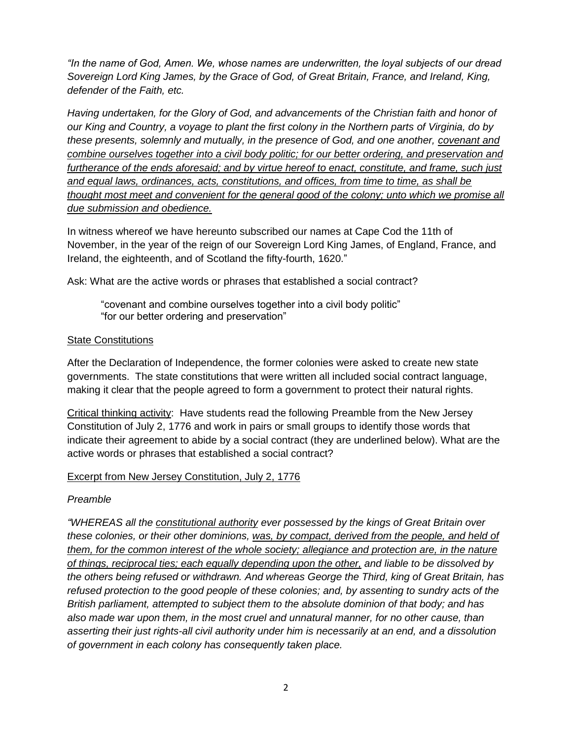*"In the name of God, Amen. We, whose names are underwritten, the loyal subjects of our dread Sovereign Lord King James, by the Grace of God, of Great Britain, France, and Ireland, King, defender of the Faith, etc.*

*Having undertaken, for the Glory of God, and advancements of the Christian faith and honor of our King and Country, a voyage to plant the first colony in the Northern parts of Virginia, do by these presents, solemnly and mutually, in the presence of God, and one another, <u>covenant and combine ourselves together into a civil body politic; for our better ordering, and preservation and furtherance of the ends aforesaid; and by virtue hereof to enact, constitute, and frame, such just and equal laws, ordinances, acts, constitutions, and offices, from time to time, as shall be thought most meet and convenient for the general good of the colony; unto which we promise all due submission and obedience.</u>*

In witness whereof we have hereunto subscribed our names at Cape Cod the 11th of November, in the year of the reign of our Sovereign Lord King James, of England, France, and Ireland, the eighteenth, and of Scotland the fifty-fourth, 1620."

Ask: What are the active words or phrases that established a social contract?

> "covenant and combine ourselves together into a civil body politic"
> "for our better ordering and preservation"

<u>State Constitutions</u>

After the Declaration of Independence, the former colonies were asked to create new state governments. The state constitutions that were written all included social contract language, making it clear that the people agreed to form a government to protect their natural rights.

<u>Critical thinking activity</u>: Have students read the following Preamble from the New Jersey Constitution of July 2, 1776 and work in pairs or small groups to identify those words that indicate their agreement to abide by a social contract (they are underlined below). What are the active words or phrases that established a social contract?

<u>Excerpt from New Jersey Constitution, July 2, 1776</u>

*Preamble*

*"WHEREAS all the <u>constitutional authority</u> ever possessed by the kings of Great Britain over these colonies, or their other dominions, <u>was, by compact, derived from the people, and held of them, for the common interest of the whole society; allegiance and protection are, in the nature of things, reciprocal ties; each equally depending upon the other,</u> and liable to be dissolved by the others being refused or withdrawn. And whereas George the Third, king of Great Britain, has refused protection to the good people of these colonies; and, by assenting to sundry acts of the British parliament, attempted to subject them to the absolute dominion of that body; and has also made war upon them, in the most cruel and unnatural manner, for no other cause, than asserting their just rights-all civil authority under him is necessarily at an end, and a dissolution of government in each colony has consequently taken place.*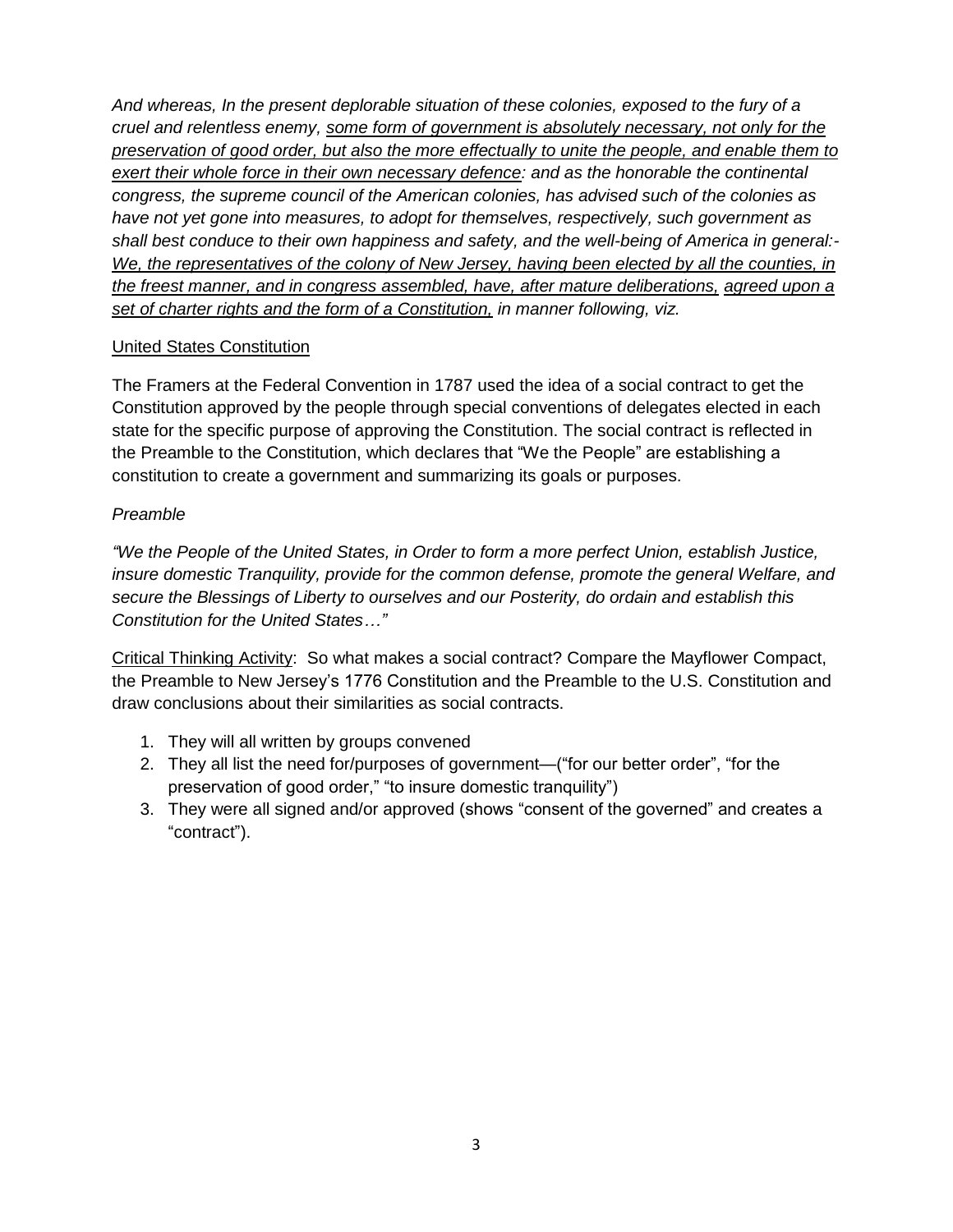*And whereas, In the present deplorable situation of these colonies, exposed to the fury of a cruel and relentless enemy, <u>some form of government is absolutely necessary, not only for the preservation of good order, but also the more effectually to unite the people, and enable them to exert their whole force in their own necessary defence</u>: and as the honorable the continental congress, the supreme council of the American colonies, has advised such of the colonies as have not yet gone into measures, to adopt for themselves, respectively, such government as shall best conduce to their own happiness and safety, and the well-being of America in general:- <u>We, the representatives of the colony of New Jersey, having been elected by all the counties, in the freest manner, and in congress assembled, have, after mature deliberations,</u> <u>agreed upon a set of charter rights and the form of a Constitution,</u> in manner following, viz.*

<u>United States Constitution</u>

The Framers at the Federal Convention in 1787 used the idea of a social contract to get the Constitution approved by the people through special conventions of delegates elected in each state for the specific purpose of approving the Constitution. The social contract is reflected in the Preamble to the Constitution, which declares that "We the People" are establishing a constitution to create a government and summarizing its goals or purposes.

*Preamble*

*"We the People of the United States, in Order to form a more perfect Union, establish Justice, insure domestic Tranquility, provide for the common defense, promote the general Welfare, and secure the Blessings of Liberty to ourselves and our Posterity, do ordain and establish this Constitution for the United States…"*

<u>Critical Thinking Activity</u>: So what makes a social contract? Compare the Mayflower Compact, the Preamble to New Jersey's 1776 Constitution and the Preamble to the U.S. Constitution and draw conclusions about their similarities as social contracts.

1. They will all written by groups convened
2. They all list the need for/purposes of government—("for our better order", "for the preservation of good order," "to insure domestic tranquility")
3. They were all signed and/or approved (shows "consent of the governed" and creates a "contract").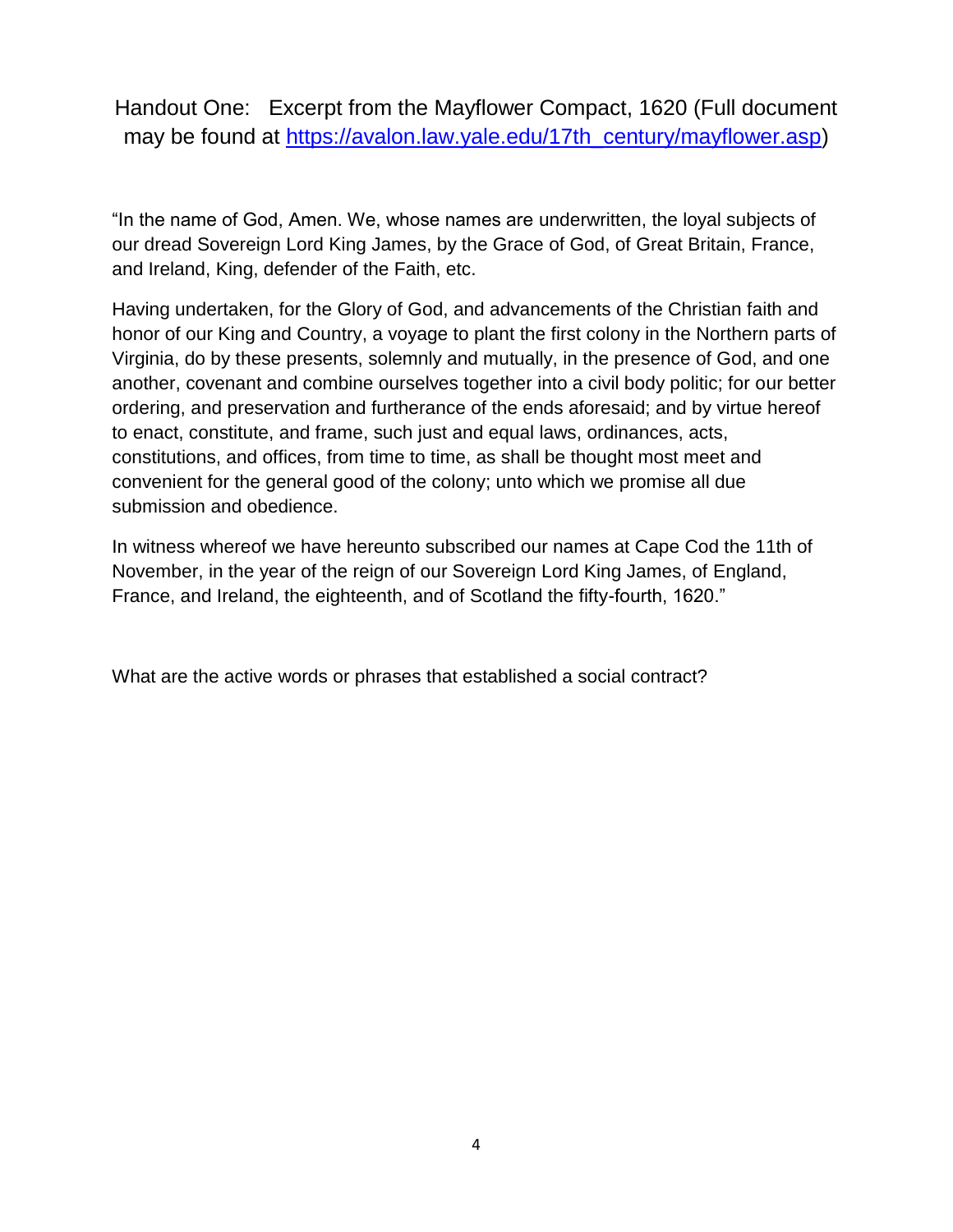# Handout One: Excerpt from the Mayflower Compact, 1620 (Full document may be found at [https://avalon.law.yale.edu/17th_century/mayflower.asp](https://avalon.law.yale.edu/17th_century/mayflower.asp))

"In the name of God, Amen. We, whose names are underwritten, the loyal subjects of our dread Sovereign Lord King James, by the Grace of God, of Great Britain, France, and Ireland, King, defender of the Faith, etc.

Having undertaken, for the Glory of God, and advancements of the Christian faith and honor of our King and Country, a voyage to plant the first colony in the Northern parts of Virginia, do by these presents, solemnly and mutually, in the presence of God, and one another, covenant and combine ourselves together into a civil body politic; for our better ordering, and preservation and furtherance of the ends aforesaid; and by virtue hereof to enact, constitute, and frame, such just and equal laws, ordinances, acts, constitutions, and offices, from time to time, as shall be thought most meet and convenient for the general good of the colony; unto which we promise all due submission and obedience.

In witness whereof we have hereunto subscribed our names at Cape Cod the 11th of November, in the year of the reign of our Sovereign Lord King James, of England, France, and Ireland, the eighteenth, and of Scotland the fifty-fourth, 1620."

What are the active words or phrases that established a social contract?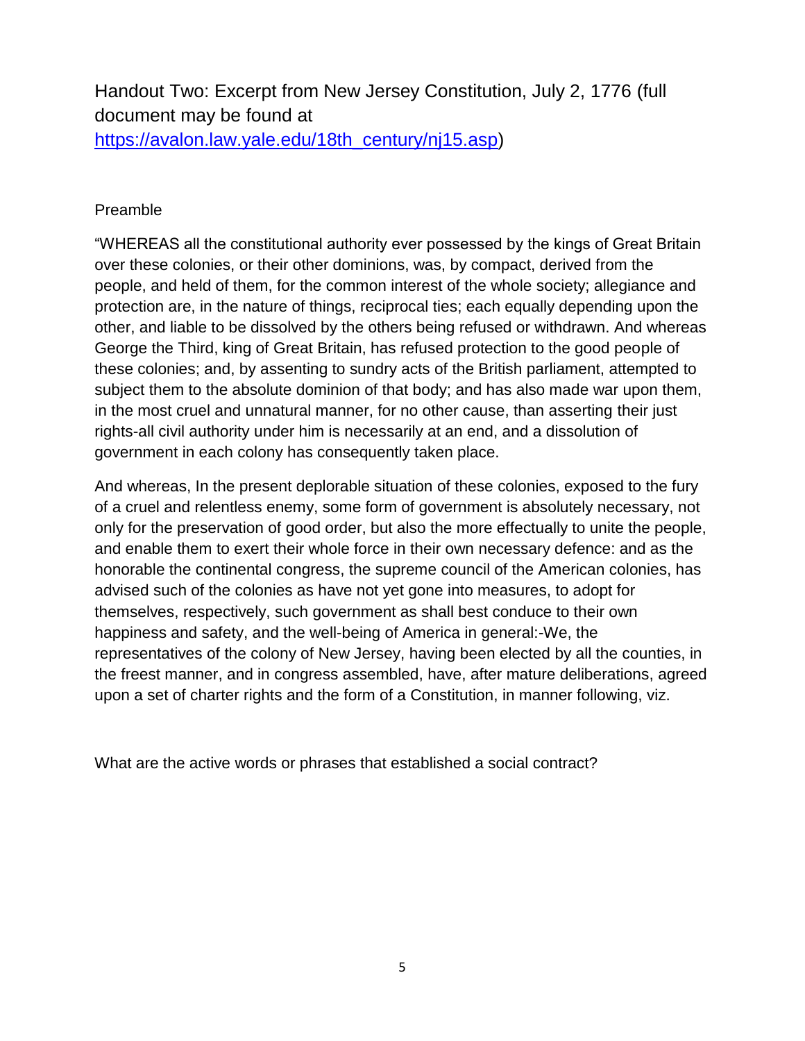Handout Two: Excerpt from New Jersey Constitution, July 2, 1776 (full document may be found at https://avalon.law.yale.edu/18th_century/nj15.asp)

Preamble

"WHEREAS all the constitutional authority ever possessed by the kings of Great Britain over these colonies, or their other dominions, was, by compact, derived from the people, and held of them, for the common interest of the whole society; allegiance and protection are, in the nature of things, reciprocal ties; each equally depending upon the other, and liable to be dissolved by the others being refused or withdrawn. And whereas George the Third, king of Great Britain, has refused protection to the good people of these colonies; and, by assenting to sundry acts of the British parliament, attempted to subject them to the absolute dominion of that body; and has also made war upon them, in the most cruel and unnatural manner, for no other cause, than asserting their just rights-all civil authority under him is necessarily at an end, and a dissolution of government in each colony has consequently taken place.

And whereas, In the present deplorable situation of these colonies, exposed to the fury of a cruel and relentless enemy, some form of government is absolutely necessary, not only for the preservation of good order, but also the more effectually to unite the people, and enable them to exert their whole force in their own necessary defence: and as the honorable the continental congress, the supreme council of the American colonies, has advised such of the colonies as have not yet gone into measures, to adopt for themselves, respectively, such government as shall best conduce to their own happiness and safety, and the well-being of America in general:-We, the representatives of the colony of New Jersey, having been elected by all the counties, in the freest manner, and in congress assembled, have, after mature deliberations, agreed upon a set of charter rights and the form of a Constitution, in manner following, viz.

What are the active words or phrases that established a social contract?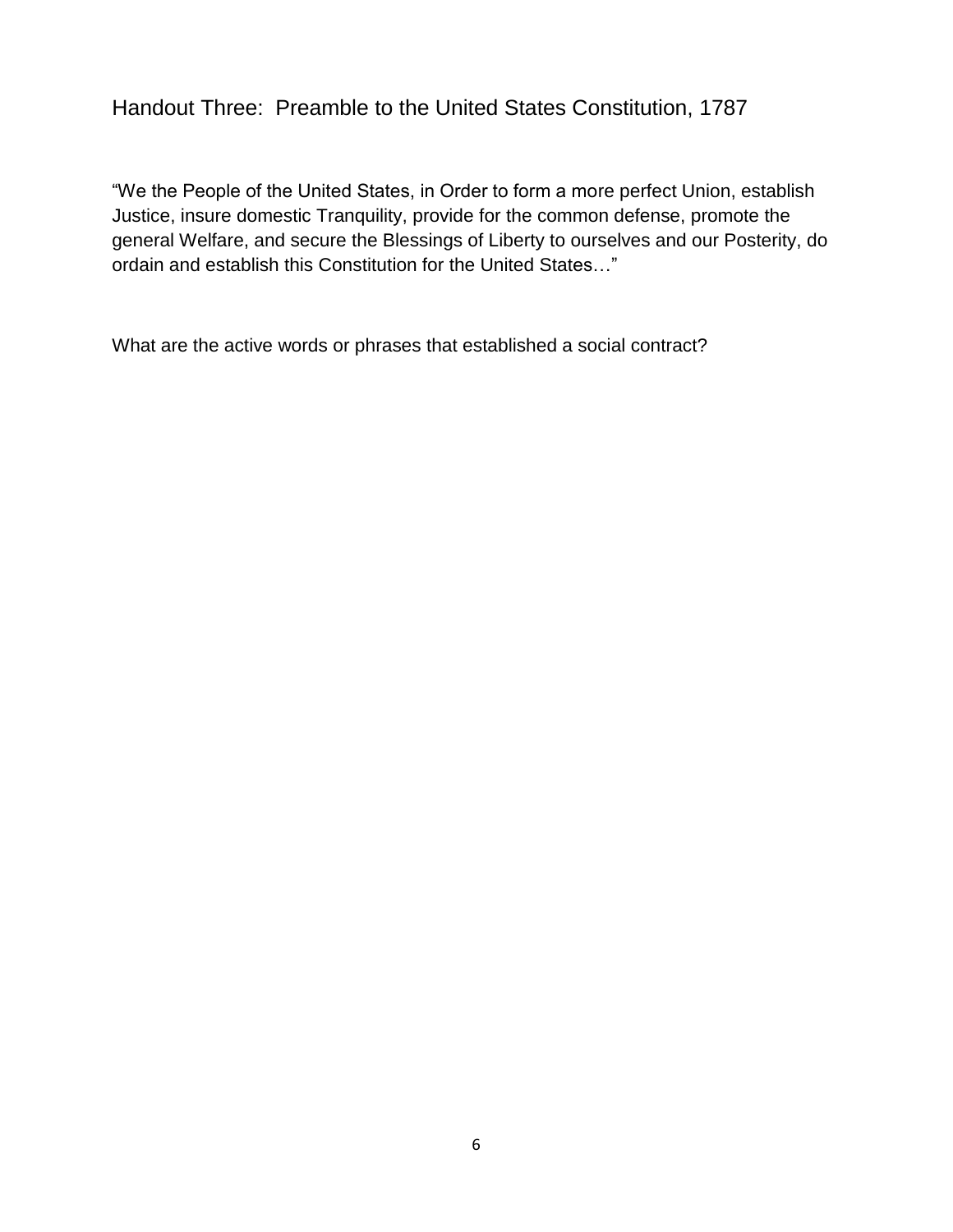## Handout Three: Preamble to the United States Constitution, 1787

"We the People of the United States, in Order to form a more perfect Union, establish Justice, insure domestic Tranquility, provide for the common defense, promote the general Welfare, and secure the Blessings of Liberty to ourselves and our Posterity, do ordain and establish this Constitution for the United States…"

What are the active words or phrases that established a social contract?